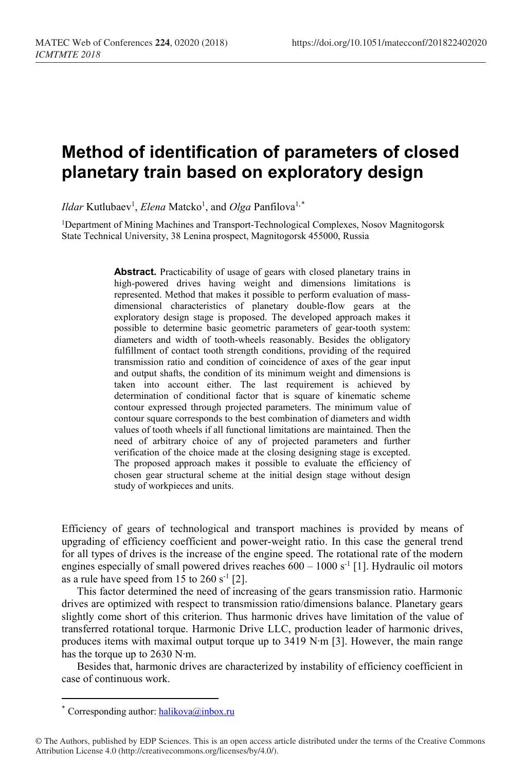# Method of identification of parameters of closed planetary train based on exploratory design

*Ildar* Kutlubaev[1], *Elena* Matcko[1], and *Olga* Panfilova[1,*]

[1]Department of Mining Machines and Transport-Technological Complexes, Nosov Magnitogorsk State Technical University, 38 Lenina prospect, Magnitogorsk 455000, Russia

**Abstract.** Practicability of usage of gears with closed planetary trains in high-powered drives having weight and dimensions limitations is represented. Method that makes it possible to perform evaluation of mass-dimensional characteristics of planetary double-flow gears at the exploratory design stage is proposed. The developed approach makes it possible to determine basic geometric parameters of gear-tooth system: diameters and width of tooth-wheels reasonably. Besides the obligatory fulfillment of contact tooth strength conditions, providing of the required transmission ratio and condition of coincidence of axes of the gear input and output shafts, the condition of its minimum weight and dimensions is taken into account either. The last requirement is achieved by determination of conditional factor that is square of kinematic scheme contour expressed through projected parameters. The minimum value of contour square corresponds to the best combination of diameters and width values of tooth wheels if all functional limitations are maintained. Then the need of arbitrary choice of any of projected parameters and further verification of the choice made at the closing designing stage is excepted. The proposed approach makes it possible to evaluate the efficiency of chosen gear structural scheme at the initial design stage without design study of workpieces and units.

Efficiency of gears of technological and transport machines is provided by means of upgrading of efficiency coefficient and power-weight ratio. In this case the general trend for all types of drives is the increase of the engine speed. The rotational rate of the modern engines especially of small powered drives reaches 600 – 1000 $s^{-1}$ [1]. Hydraulic oil motors as a rule have speed from 15 to 260 $s^{-1}$ [2].

This factor determined the need of increasing of the gears transmission ratio. Harmonic drives are optimized with respect to transmission ratio/dimensions balance. Planetary gears slightly come short of this criterion. Thus harmonic drives have limitation of the value of transferred rotational torque. Harmonic Drive LLC, production leader of harmonic drives, produces items with maximal output torque up to 3419 N·m [3]. However, the main range has the torque up to 2630 N·m.

Besides that, harmonic drives are characterized by instability of efficiency coefficient in case of continuous work.

[*] Corresponding author: halikova@inbox.ru

© The Authors, published by EDP Sciences. This is an open access article distributed under the terms of the Creative Commons Attribution License 4.0 (http://creativecommons.org/licenses/by/4.0/).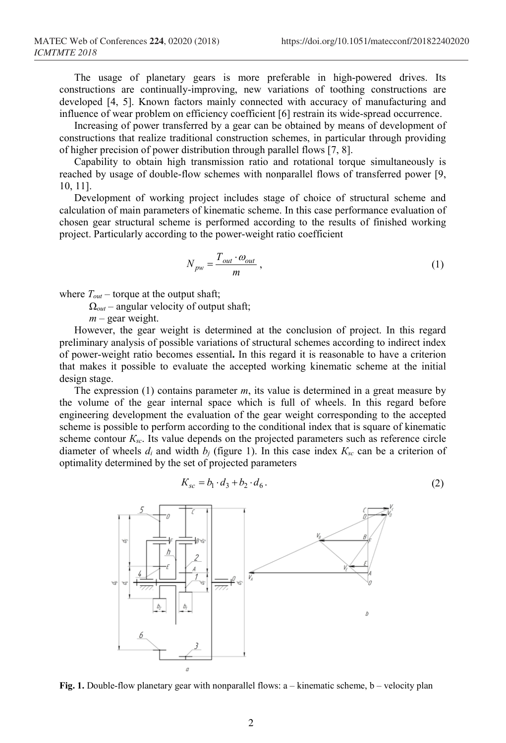The usage of planetary gears is more preferable in high-powered drives. Its constructions are continually-improving, new variations of toothing constructions are developed [4, 5]. Known factors mainly connected with accuracy of manufacturing and influence of wear problem on efficiency coefficient [6] restrain its wide-spread occurrence.

Increasing of power transferred by a gear can be obtained by means of development of constructions that realize traditional construction schemes, in particular through providing of higher precision of power distribution through parallel flows [7, 8].

Capability to obtain high transmission ratio and rotational torque simultaneously is reached by usage of double-flow schemes with nonparallel flows of transferred power [9, 10, 11].

Development of working project includes stage of choice of structural scheme and calculation of main parameters of kinematic scheme. In this case performance evaluation of chosen gear structural scheme is performed according to the results of finished working project. Particularly according to the power-weight ratio coefficient

$$N_{pw} = \frac{T_{out} \cdot \omega_{out}}{m}, \tag{1}$$

where $T_{out}$ – torque at the output shaft;

$\Omega_{out}$ – angular velocity of output shaft;

$m$ – gear weight.

However, the gear weight is determined at the conclusion of project. In this regard preliminary analysis of possible variations of structural schemes according to indirect index of power-weight ratio becomes essential**.** In this regard it is reasonable to have a criterion that makes it possible to evaluate the accepted working kinematic scheme at the initial design stage.

The expression (1) contains parameter $m$, its value is determined in a great measure by the volume of the gear internal space which is full of wheels. In this regard before engineering development the evaluation of the gear weight corresponding to the accepted scheme is possible to perform according to the conditional index that is square of kinematic scheme contour $K_{sc}$. Its value depends on the projected parameters such as reference circle diameter of wheels $d_i$ and width $b_j$ (figure 1). In this case index $K_{sc}$ can be a criterion of optimality determined by the set of projected parameters

$$K_{sc} = b_1 \cdot d_3 + b_2 \cdot d_6. \tag{2}$$

**Fig. 1.** Double-flow planetary gear with nonparallel flows: a – kinematic scheme, b – velocity plan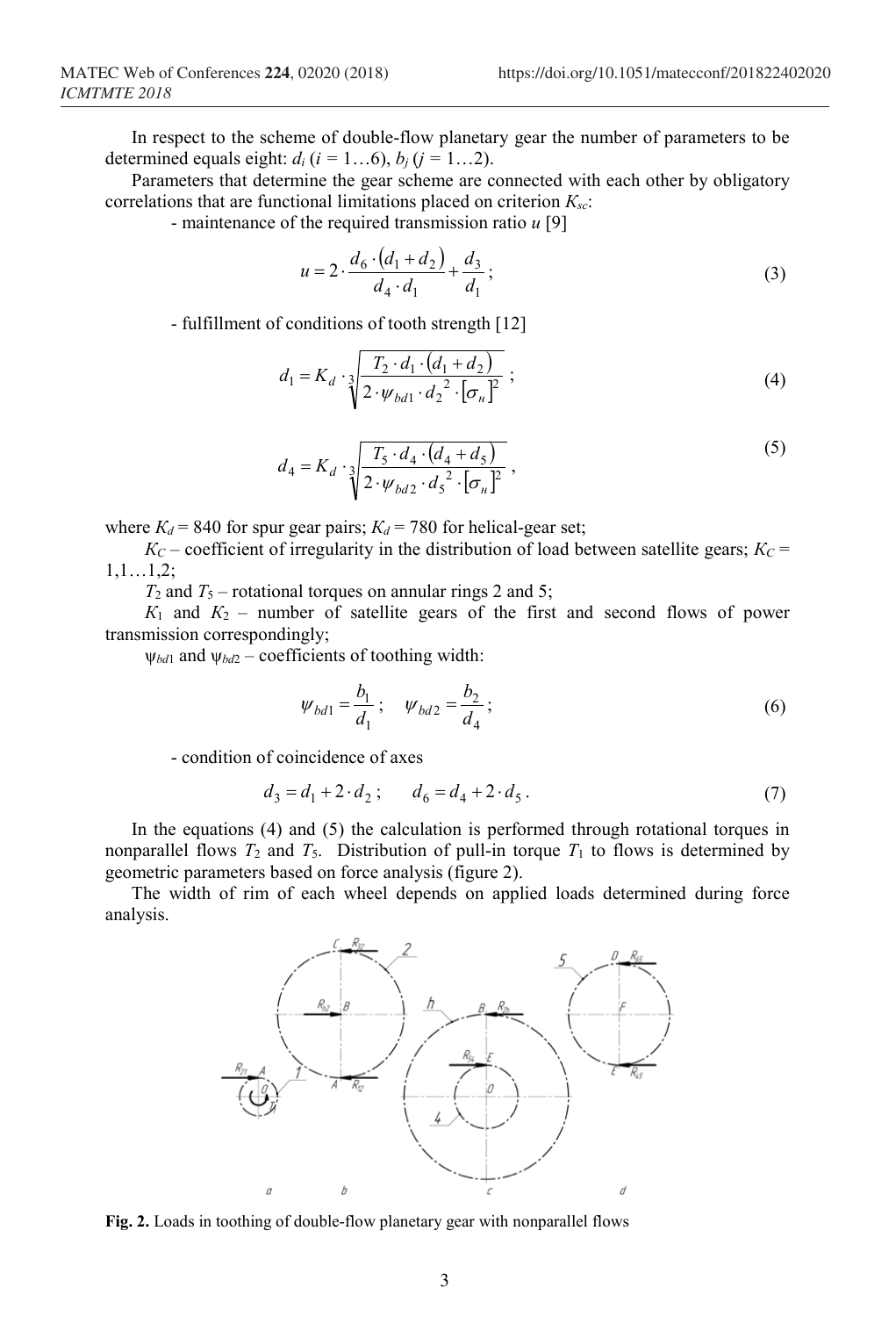In respect to the scheme of double-flow planetary gear the number of parameters to be determined equals eight: $d_i$ ($i$ = 1…6), $b_j$ ($j$ = 1…2).

Parameters that determine the gear scheme are connected with each other by obligatory correlations that are functional limitations placed on criterion $K_{sc}$:

- maintenance of the required transmission ratio $u$ [9]

$$u = 2 \cdot \frac{d_6 \cdot (d_1 + d_2)}{d_4 \cdot d_1} + \frac{d_3}{d_1}; \tag{3}$$

- fulfillment of conditions of tooth strength [12]

$$d_1 = K_d \cdot \sqrt[3]{\frac{T_2 \cdot d_1 \cdot (d_1 + d_2)}{2 \cdot \psi_{bd1} \cdot d_2^{\,2} \cdot [\sigma_н]^2}}; \tag{4}$$

$$d_4 = K_d \cdot \sqrt[3]{\frac{T_5 \cdot d_4 \cdot (d_4 + d_5)}{2 \cdot \psi_{bd2} \cdot d_5^{\,2} \cdot [\sigma_н]^2}}, \tag{5}$$

where $K_d$ = 840 for spur gear pairs; $K_d$ = 780 for helical-gear set;

$K_C$ – coefficient of irregularity in the distribution of load between satellite gears; $K_C$ = 1,1…1,2;

$T_2$ and $T_5$ – rotational torques on annular rings 2 and 5;

$K_1$ and $K_2$ – number of satellite gears of the first and second flows of power transmission correspondingly;

$\psi_{bd1}$ and $\psi_{bd2}$ – coefficients of toothing width:

$$\psi_{bd1} = \frac{b_1}{d_1}; \quad \psi_{bd2} = \frac{b_2}{d_4}; \tag{6}$$

- condition of coincidence of axes

$$d_3 = d_1 + 2 \cdot d_2; \qquad d_6 = d_4 + 2 \cdot d_5. \tag{7}$$

In the equations (4) and (5) the calculation is performed through rotational torques in nonparallel flows $T_2$ and $T_5$. Distribution of pull-in torque $T_1$ to flows is determined by geometric parameters based on force analysis (figure 2).

The width of rim of each wheel depends on applied loads determined during force analysis.

**Fig. 2.** Loads in toothing of double-flow planetary gear with nonparallel flows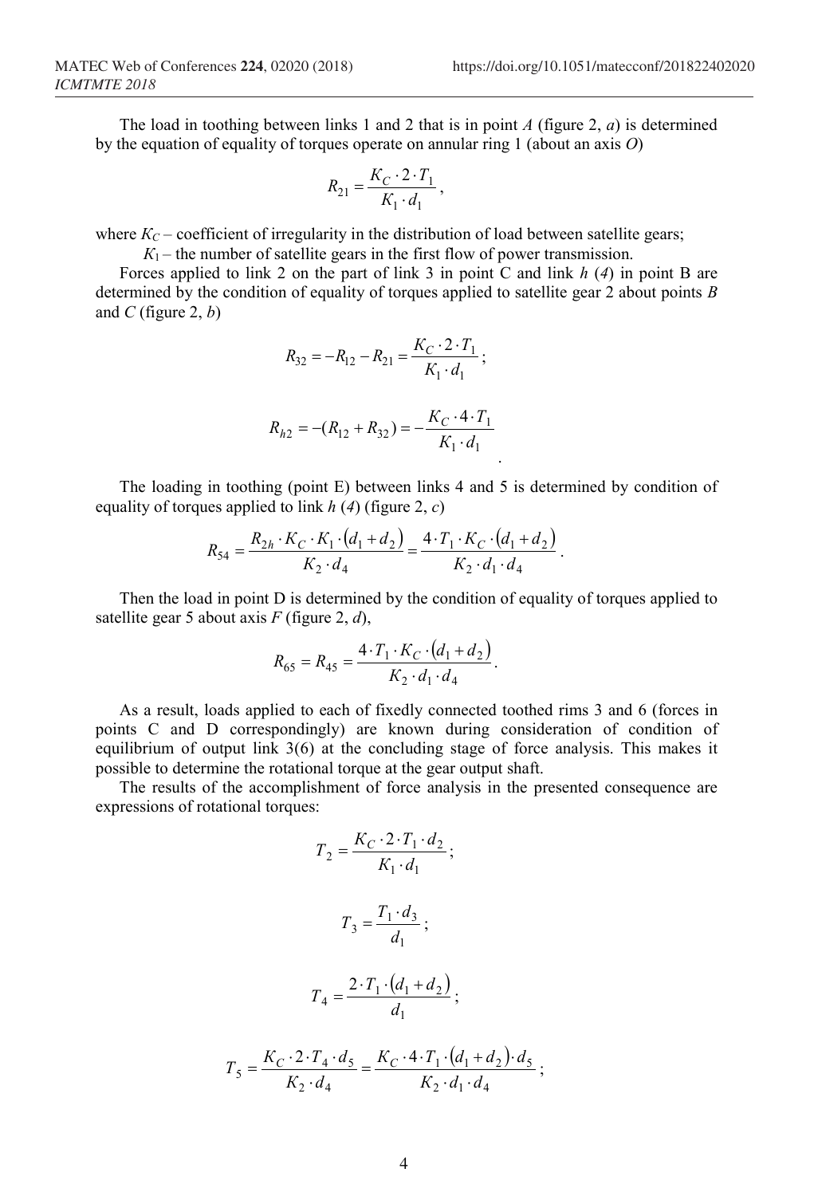The load in toothing between links 1 and 2 that is in point *A* (figure 2, *a*) is determined by the equation of equality of torques operate on annular ring 1 (about an axis *O*)

$$R_{21} = \frac{K_C \cdot 2 \cdot T_1}{K_1 \cdot d_1},$$

where $K_C$ – coefficient of irregularity in the distribution of load between satellite gears;

$K_1$ – the number of satellite gears in the first flow of power transmission.

Forces applied to link 2 on the part of link 3 in point C and link *h* (*4*) in point B are determined by the condition of equality of torques applied to satellite gear 2 about points *B* and *C* (figure 2, *b*)

$$R_{32} = -R_{12} - R_{21} = \frac{K_C \cdot 2 \cdot T_1}{K_1 \cdot d_1};$$

$$R_{h2} = -(R_{12} + R_{32}) = -\frac{K_C \cdot 4 \cdot T_1}{K_1 \cdot d_1}.$$

The loading in toothing (point E) between links 4 and 5 is determined by condition of equality of torques applied to link *h* (*4*) (figure 2, *c*)

$$R_{54} = \frac{R_{2h} \cdot K_C \cdot K_1 \cdot (d_1 + d_2)}{K_2 \cdot d_4} = \frac{4 \cdot T_1 \cdot K_C \cdot (d_1 + d_2)}{K_2 \cdot d_1 \cdot d_4}.$$

Then the load in point D is determined by the condition of equality of torques applied to satellite gear 5 about axis *F* (figure 2, *d*),

$$R_{65} = R_{45} = \frac{4 \cdot T_1 \cdot K_C \cdot (d_1 + d_2)}{K_2 \cdot d_1 \cdot d_4}.$$

As a result, loads applied to each of fixedly connected toothed rims 3 and 6 (forces in points C and D correspondingly) are known during consideration of condition of equilibrium of output link 3(6) at the concluding stage of force analysis. This makes it possible to determine the rotational torque at the gear output shaft.

The results of the accomplishment of force analysis in the presented consequence are expressions of rotational torques:

$$T_2 = \frac{K_C \cdot 2 \cdot T_1 \cdot d_2}{K_1 \cdot d_1};$$

$$T_3 = \frac{T_1 \cdot d_3}{d_1};$$

$$T_4 = \frac{2 \cdot T_1 \cdot (d_1 + d_2)}{d_1};$$

$$T_5 = \frac{K_C \cdot 2 \cdot T_4 \cdot d_5}{K_2 \cdot d_4} = \frac{K_C \cdot 4 \cdot T_1 \cdot (d_1 + d_2) \cdot d_5}{K_2 \cdot d_1 \cdot d_4};$$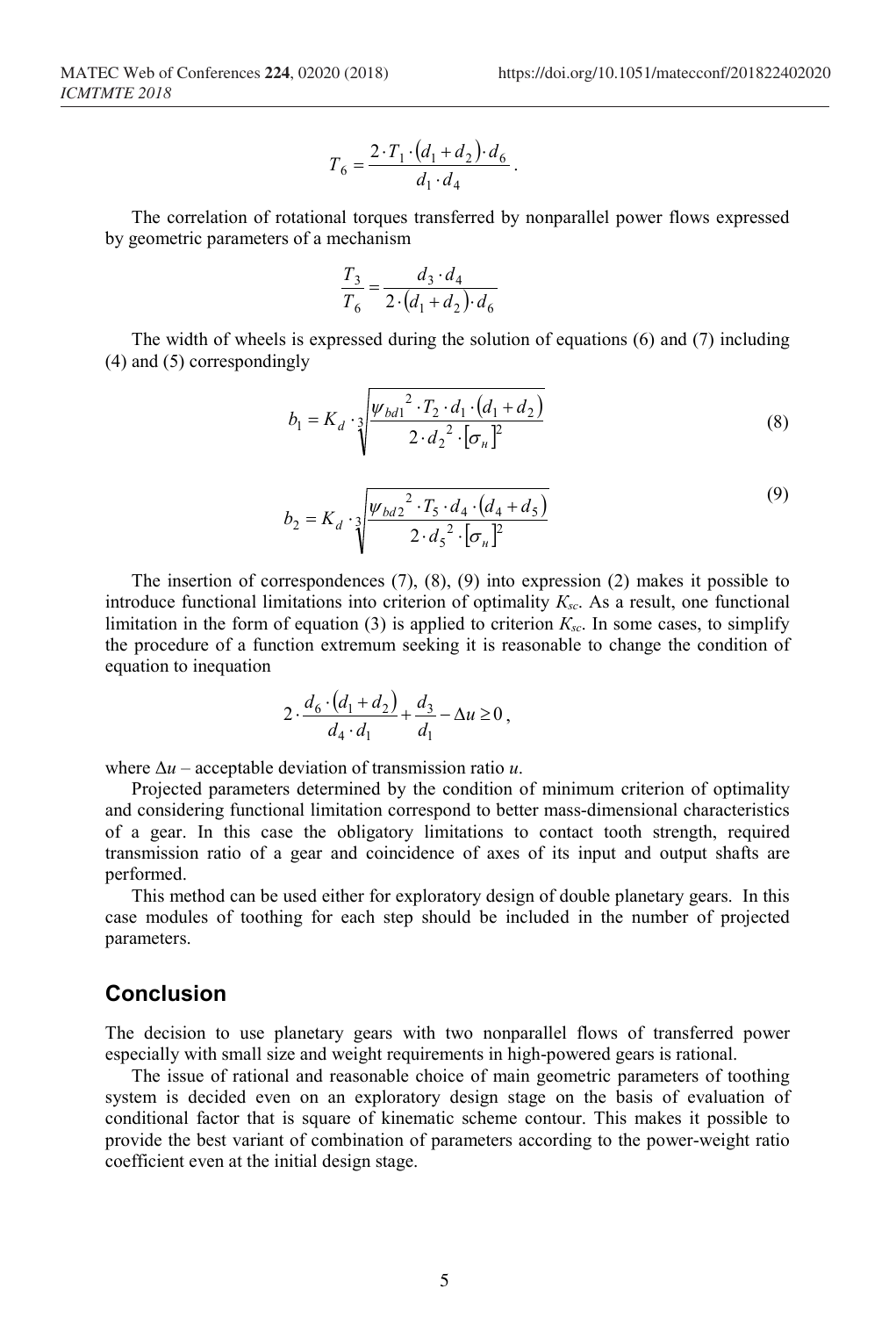$$T_6 = \frac{2 \cdot T_1 \cdot (d_1 + d_2) \cdot d_6}{d_1 \cdot d_4}.$$

The correlation of rotational torques transferred by nonparallel power flows expressed by geometric parameters of a mechanism

$$\frac{T_3}{T_6} = \frac{d_3 \cdot d_4}{2 \cdot (d_1 + d_2) \cdot d_6}$$

The width of wheels is expressed during the solution of equations (6) and (7) including (4) and (5) correspondingly

$$b_1 = K_d \cdot \sqrt[3]{\frac{\psi_{bd1}{}^2 \cdot T_2 \cdot d_1 \cdot (d_1 + d_2)}{2 \cdot d_2{}^2 \cdot [\sigma_н]^2}} \tag{8}$$

$$b_2 = K_d \cdot \sqrt[3]{\frac{\psi_{bd2}{}^2 \cdot T_5 \cdot d_4 \cdot (d_4 + d_5)}{2 \cdot d_5{}^2 \cdot [\sigma_н]^2}} \tag{9}$$

The insertion of correspondences (7), (8), (9) into expression (2) makes it possible to introduce functional limitations into criterion of optimality $K_{sc}$. As a result, one functional limitation in the form of equation (3) is applied to criterion $K_{sc}$. In some cases, to simplify the procedure of a function extremum seeking it is reasonable to change the condition of equation to inequation

$$2 \cdot \frac{d_6 \cdot (d_1 + d_2)}{d_4 \cdot d_1} + \frac{d_3}{d_1} - \Delta u \geq 0,$$

where $\Delta u$ – acceptable deviation of transmission ratio $u$.

Projected parameters determined by the condition of minimum criterion of optimality and considering functional limitation correspond to better mass-dimensional characteristics of a gear. In this case the obligatory limitations to contact tooth strength, required transmission ratio of a gear and coincidence of axes of its input and output shafts are performed.

This method can be used either for exploratory design of double planetary gears. In this case modules of toothing for each step should be included in the number of projected parameters.

## Conclusion

The decision to use planetary gears with two nonparallel flows of transferred power especially with small size and weight requirements in high-powered gears is rational.

The issue of rational and reasonable choice of main geometric parameters of toothing system is decided even on an exploratory design stage on the basis of evaluation of conditional factor that is square of kinematic scheme contour. This makes it possible to provide the best variant of combination of parameters according to the power-weight ratio coefficient even at the initial design stage.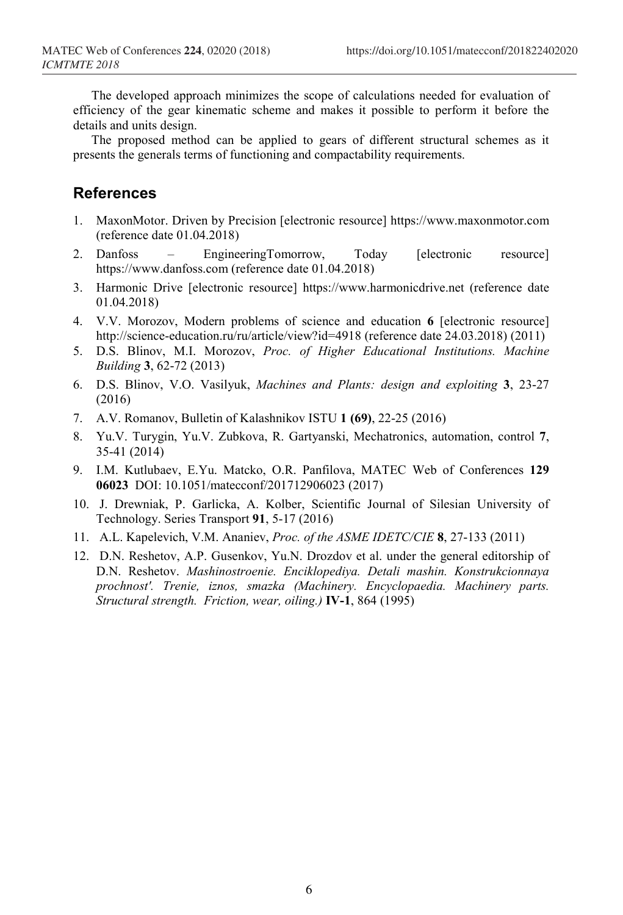The developed approach minimizes the scope of calculations needed for evaluation of efficiency of the gear kinematic scheme and makes it possible to perform it before the details and units design.

The proposed method can be applied to gears of different structural schemes as it presents the generals terms of functioning and compactability requirements.

## References

1. MaxonMotor. Driven by Precision [electronic resource] https://www.maxonmotor.com (reference date 01.04.2018)
2. Danfoss – EngineeringTomorrow, Today [electronic resource] https://www.danfoss.com (reference date 01.04.2018)
3. Harmonic Drive [electronic resource] https://www.harmonicdrive.net (reference date 01.04.2018)
4. V.V. Morozov, Modern problems of science and education **6** [electronic resource] http://science-education.ru/ru/article/view?id=4918 (reference date 24.03.2018) (2011)
5. D.S. Blinov, M.I. Morozov, *Proc. of Higher Educational Institutions. Machine Building* **3**, 62-72 (2013)
6. D.S. Blinov, V.O. Vasilyuk, *Machines and Plants: design and exploiting* **3**, 23-27 (2016)
7. A.V. Romanov, Bulletin of Kalashnikov ISTU **1 (69)**, 22-25 (2016)
8. Yu.V. Turygin, Yu.V. Zubkova, R. Gartyanski, Mechatronics, automation, control **7**, 35-41 (2014)
9. I.M. Kutlubaev, E.Yu. Matcko, O.R. Panfilova, MATEC Web of Conferences **129 06023** DOI: 10.1051/matecconf/201712906023 (2017)
10. J. Drewniak, P. Garlicka, A. Kolber, Scientific Journal of Silesian University of Technology. Series Transport **91**, 5-17 (2016)
11. A.L. Kapelevich, V.M. Ananiev, *Proc. of the ASME IDETC/CIE* **8**, 27-133 (2011)
12. D.N. Reshetov, A.P. Gusenkov, Yu.N. Drozdov et al. under the general editorship of D.N. Reshetov. *Mashinostroenie. Enciklopediya. Detali mashin. Konstrukcionnaya prochnost'. Trenie, iznos, smazka (Machinery. Encyclopaedia. Machinery parts. Structural strength. Friction, wear, oiling.)* **IV-1**, 864 (1995)